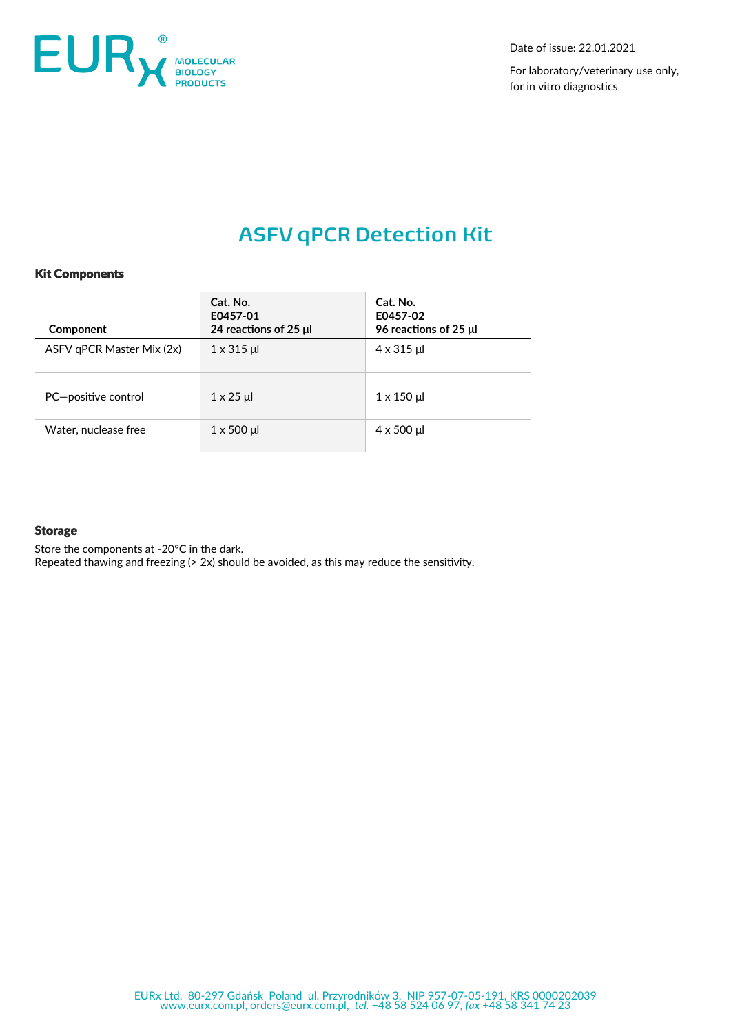Date of issue: 22.01.2021

For laboratory/veterinary use only, for in vitro diagnostics

# ASFV qPCR Detection Kit

## Kit Components

| Component | Cat. No. E0457-01 24 reactions of 25 µl | Cat. No. E0457-02 96 reactions of 25 µl |
|---|---|---|
| ASFV qPCR Master Mix (2x) | 1 x 315 µl | 4 x 315 µl |
| PC—positive control | 1 x 25 µl | 1 x 150 µl |
| Water, nuclease free | 1 x 500 µl | 4 x 500 µl |

## Storage

Store the components at -20°C in the dark.
Repeated thawing and freezing (> 2x) should be avoided, as this may reduce the sensitivity.

EURx Ltd. 80-297 Gdańsk Poland ul. Przyrodników 3, NIP 957-07-05-191, KRS 0000202039
www.eurx.com.pl, orders@eurx.com.pl, *tel.* +48 58 524 06 97, *fax* +48 58 341 74 23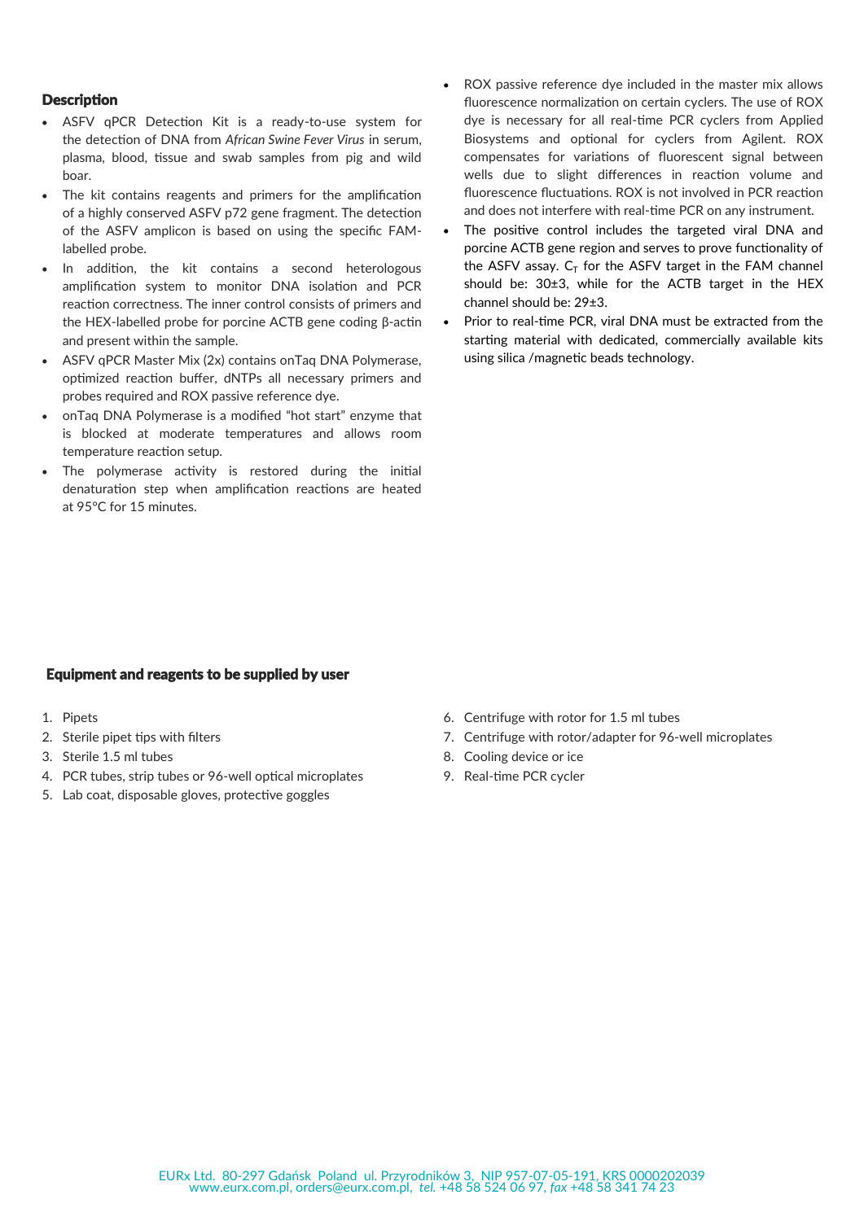## Description

- ASFV qPCR Detection Kit is a ready-to-use system for the detection of DNA from *African Swine Fever Virus* in serum, plasma, blood, tissue and swab samples from pig and wild boar.
- The kit contains reagents and primers for the amplification of a highly conserved ASFV p72 gene fragment. The detection of the ASFV amplicon is based on using the specific FAM-labelled probe.
- In addition, the kit contains a second heterologous amplification system to monitor DNA isolation and PCR reaction correctness. The inner control consists of primers and the HEX-labelled probe for porcine ACTB gene coding β-actin and present within the sample.
- ASFV qPCR Master Mix (2x) contains onTaq DNA Polymerase, optimized reaction buffer, dNTPs all necessary primers and probes required and ROX passive reference dye.
- onTaq DNA Polymerase is a modified "hot start" enzyme that is blocked at moderate temperatures and allows room temperature reaction setup.
- The polymerase activity is restored during the initial denaturation step when amplification reactions are heated at 95°C for 15 minutes.
- ROX passive reference dye included in the master mix allows fluorescence normalization on certain cyclers. The use of ROX dye is necessary for all real-time PCR cyclers from Applied Biosystems and optional for cyclers from Agilent. ROX compensates for variations of fluorescent signal between wells due to slight differences in reaction volume and fluorescence fluctuations. ROX is not involved in PCR reaction and does not interfere with real-time PCR on any instrument.
- The positive control includes the targeted viral DNA and porcine ACTB gene region and serves to prove functionality of the ASFV assay. $C_T$ for the ASFV target in the FAM channel should be: 30±3, while for the ACTB target in the HEX channel should be: 29±3.
- Prior to real-time PCR, viral DNA must be extracted from the starting material with dedicated, commercially available kits using silica /magnetic beads technology.

## Equipment and reagents to be supplied by user

1. Pipets
2. Sterile pipet tips with filters
3. Sterile 1.5 ml tubes
4. PCR tubes, strip tubes or 96-well optical microplates
5. Lab coat, disposable gloves, protective goggles
6. Centrifuge with rotor for 1.5 ml tubes
7. Centrifuge with rotor/adapter for 96-well microplates
8. Cooling device or ice
9. Real-time PCR cycler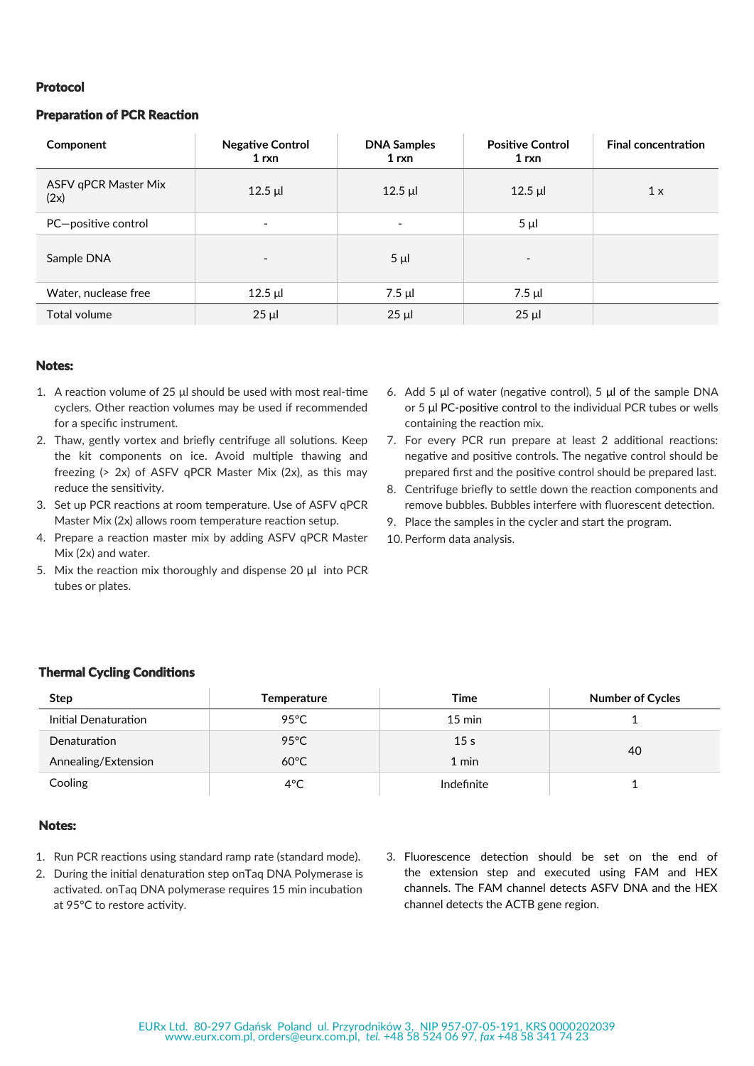## Protocol

### Preparation of PCR Reaction

| Component | Negative Control 1 rxn | DNA Samples 1 rxn | Positive Control 1 rxn | Final concentration |
|---|---|---|---|---|
| ASFV qPCR Master Mix (2x) | 12.5 µl | 12.5 µl | 12.5 µl | 1 x |
| PC—positive control | - | - | 5 µl | |
| Sample DNA | - | 5 µl | - | |
| Water, nuclease free | 12.5 µl | 7.5 µl | 7.5 µl | |
| Total volume | 25 µl | 25 µl | 25 µl | |

### Notes:

1. A reaction volume of 25 µl should be used with most real-time cyclers. Other reaction volumes may be used if recommended for a specific instrument.
2. Thaw, gently vortex and briefly centrifuge all solutions. Keep the kit components on ice. Avoid multiple thawing and freezing (> 2x) of ASFV qPCR Master Mix (2x), as this may reduce the sensitivity.
3. Set up PCR reactions at room temperature. Use of ASFV qPCR Master Mix (2x) allows room temperature reaction setup.
4. Prepare a reaction master mix by adding ASFV qPCR Master Mix (2x) and water.
5. Mix the reaction mix thoroughly and dispense 20 µl into PCR tubes or plates.
6. Add 5 µl of water (negative control), 5 µl of the sample DNA or 5 µl PC-positive control to the individual PCR tubes or wells containing the reaction mix.
7. For every PCR run prepare at least 2 additional reactions: negative and positive controls. The negative control should be prepared first and the positive control should be prepared last.
8. Centrifuge briefly to settle down the reaction components and remove bubbles. Bubbles interfere with fluorescent detection.
9. Place the samples in the cycler and start the program.
10. Perform data analysis.

### Thermal Cycling Conditions

| Step | Temperature | Time | Number of Cycles |
|---|---|---|---|
| Initial Denaturation | 95°C | 15 min | 1 |
| Denaturation | 95°C | 15 s | 40 |
| Annealing/Extension | 60°C | 1 min | |
| Cooling | 4°C | Indefinite | 1 |

### Notes:

1. Run PCR reactions using standard ramp rate (standard mode).
2. During the initial denaturation step onTaq DNA Polymerase is activated. onTaq DNA polymerase requires 15 min incubation at 95°C to restore activity.
3. Fluorescence detection should be set on the end of the extension step and executed using FAM and HEX channels. The FAM channel detects ASFV DNA and the HEX channel detects the ACTB gene region.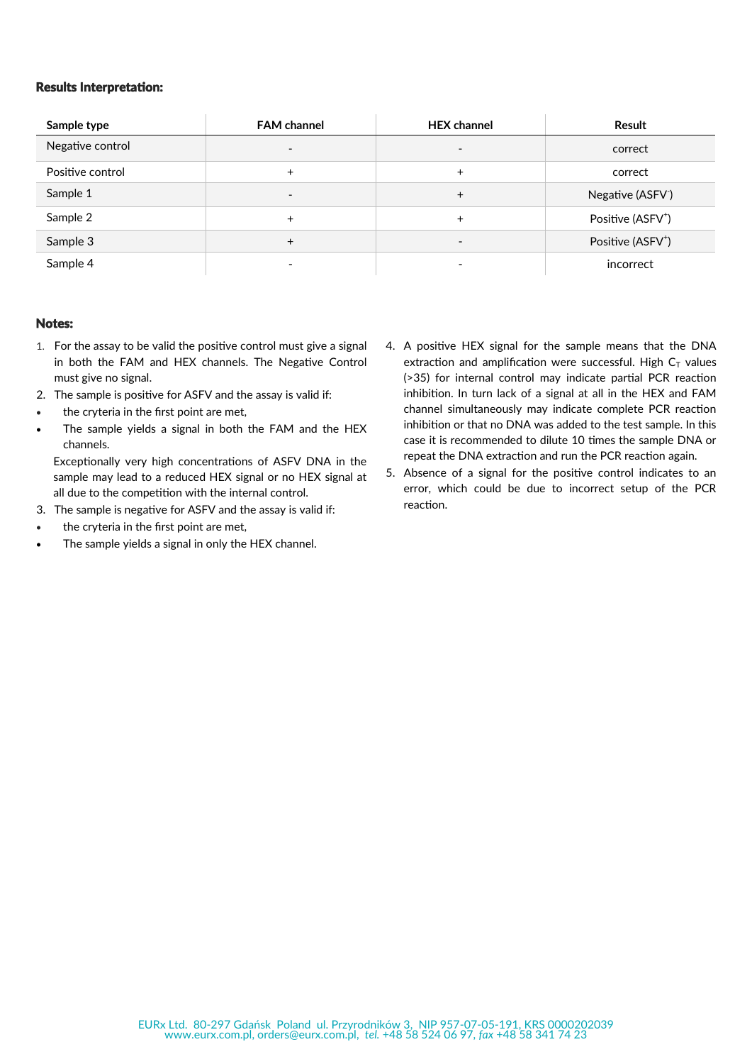**Results Interpretation:**

| Sample type | FAM channel | HEX channel | Result |
|---|---|---|---|
| Negative control | - | - | correct |
| Positive control | + | + | correct |
| Sample 1 | - | + | Negative (ASFV$^-$) |
| Sample 2 | + | + | Positive (ASFV$^+$) |
| Sample 3 | + | - | Positive (ASFV$^+$) |
| Sample 4 | - | - | incorrect |

**Notes:**

1. For the assay to be valid the positive control must give a signal in both the FAM and HEX channels. The Negative Control must give no signal.
2. The sample is positive for ASFV and the assay is valid if:
   - the cryteria in the first point are met,
   - The sample yields a signal in both the FAM and the HEX channels.

   Exceptionally very high concentrations of ASFV DNA in the sample may lead to a reduced HEX signal or no HEX signal at all due to the competition with the internal control.
3. The sample is negative for ASFV and the assay is valid if:
   - the cryteria in the first point are met,
   - The sample yields a signal in only the HEX channel.
4. A positive HEX signal for the sample means that the DNA extraction and amplification were successful. High $C_T$ values (>35) for internal control may indicate partial PCR reaction inhibition. In turn lack of a signal at all in the HEX and FAM channel simultaneously may indicate complete PCR reaction inhibition or that no DNA was added to the test sample. In this case it is recommended to dilute 10 times the sample DNA or repeat the DNA extraction and run the PCR reaction again.
5. Absence of a signal for the positive control indicates to an error, which could be due to incorrect setup of the PCR reaction.

EURx Ltd. 80-297 Gdańsk Poland ul. Przyrodników 3, NIP 957-07-05-191, KRS 0000202039
www.eurx.com.pl, orders@eurx.com.pl, *tel.* +48 58 524 06 97, *fax* +48 58 341 74 23